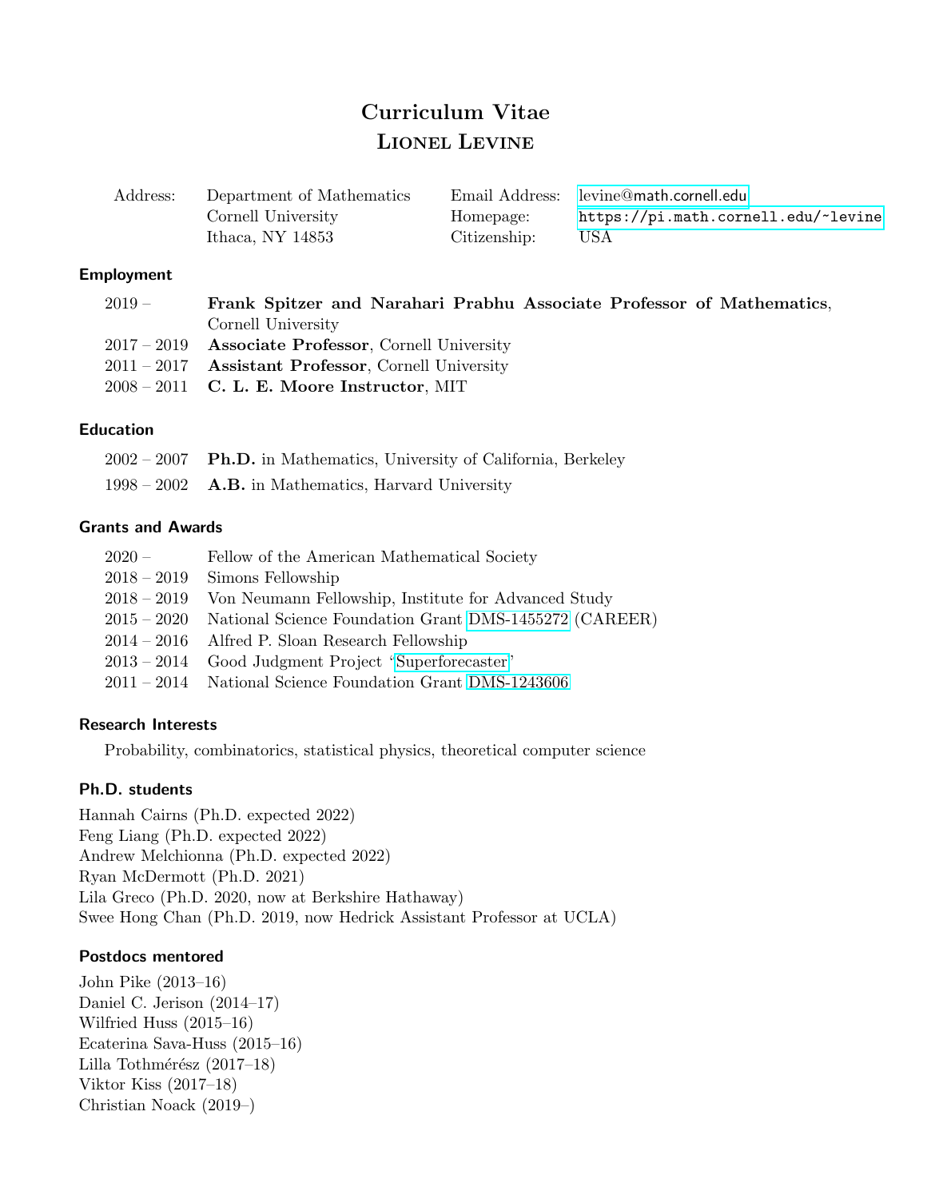# Curriculum Vitae
# Lionel Levine

| | | | |
|---|---|---|---|
| Address: | Department of Mathematics | Email Address: | levine@math.cornell.edu |
| | Cornell University | Homepage: | https://pi.math.cornell.edu/~levine |
| | Ithaca, NY 14853 | Citizenship: | USA |

## Employment

| | |
|---|---|
| 2019 – | **Frank Spitzer and Narahari Prabhu Associate Professor of Mathematics**, Cornell University |
| 2017 – 2019 | **Associate Professor**, Cornell University |
| 2011 – 2017 | **Assistant Professor**, Cornell University |
| 2008 – 2011 | **C. L. E. Moore Instructor**, MIT |

## Education

| | |
|---|---|
| 2002 – 2007 | **Ph.D.** in Mathematics, University of California, Berkeley |
| 1998 – 2002 | **A.B.** in Mathematics, Harvard University |

## Grants and Awards

| | |
|---|---|
| 2020 – | Fellow of the American Mathematical Society |
| 2018 – 2019 | Simons Fellowship |
| 2018 – 2019 | Von Neumann Fellowship, Institute for Advanced Study |
| 2015 – 2020 | National Science Foundation Grant DMS-1455272 (CAREER) |
| 2014 – 2016 | Alfred P. Sloan Research Fellowship |
| 2013 – 2014 | Good Judgment Project 'Superforecaster' |
| 2011 – 2014 | National Science Foundation Grant DMS-1243606 |

## Research Interests

Probability, combinatorics, statistical physics, theoretical computer science

## Ph.D. students

Hannah Cairns (Ph.D. expected 2022)
Feng Liang (Ph.D. expected 2022)
Andrew Melchionna (Ph.D. expected 2022)
Ryan McDermott (Ph.D. 2021)
Lila Greco (Ph.D. 2020, now at Berkshire Hathaway)
Swee Hong Chan (Ph.D. 2019, now Hedrick Assistant Professor at UCLA)

## Postdocs mentored

John Pike (2013–16)
Daniel C. Jerison (2014–17)
Wilfried Huss (2015–16)
Ecaterina Sava-Huss (2015–16)
Lilla Tothmérész (2017–18)
Viktor Kiss (2017–18)
Christian Noack (2019–)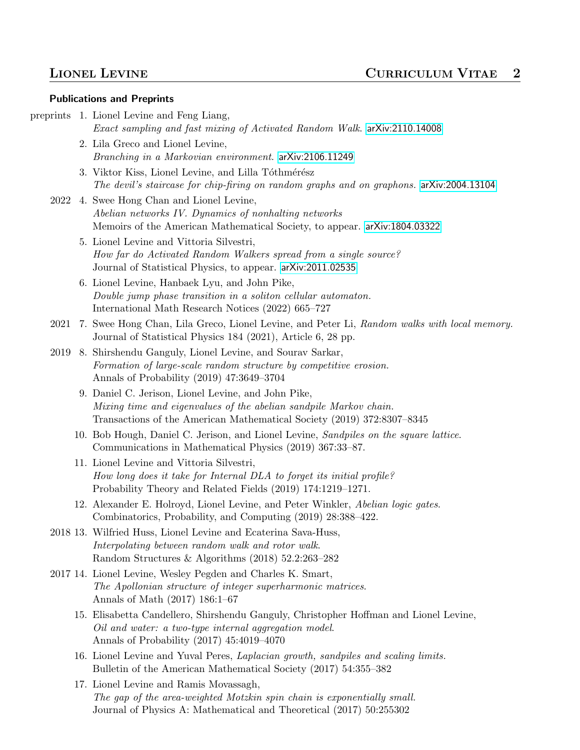### Publications and Preprints

preprints

1. Lionel Levine and Feng Liang, *Exact sampling and fast mixing of Activated Random Walk.* arXiv:2110.14008
2. Lila Greco and Lionel Levine, *Branching in a Markovian environment.* arXiv:2106.11249
3. Viktor Kiss, Lionel Levine, and Lilla Tóthmérész *The devil's staircase for chip-firing on random graphs and on graphons.* arXiv:2004.13104

2022

4. Swee Hong Chan and Lionel Levine, *Abelian networks IV. Dynamics of nonhalting networks* Memoirs of the American Mathematical Society, to appear. arXiv:1804.03322
5. Lionel Levine and Vittoria Silvestri, *How far do Activated Random Walkers spread from a single source?* Journal of Statistical Physics, to appear. arXiv:2011.02535
6. Lionel Levine, Hanbaek Lyu, and John Pike, *Double jump phase transition in a soliton cellular automaton.* International Math Research Notices (2022) 665–727

2021

7. Swee Hong Chan, Lila Greco, Lionel Levine, and Peter Li, *Random walks with local memory.* Journal of Statistical Physics 184 (2021), Article 6, 28 pp.

2019

8. Shirshendu Ganguly, Lionel Levine, and Sourav Sarkar, *Formation of large-scale random structure by competitive erosion.* Annals of Probability (2019) 47:3649–3704
9. Daniel C. Jerison, Lionel Levine, and John Pike, *Mixing time and eigenvalues of the abelian sandpile Markov chain.* Transactions of the American Mathematical Society (2019) 372:8307–8345
10. Bob Hough, Daniel C. Jerison, and Lionel Levine, *Sandpiles on the square lattice.* Communications in Mathematical Physics (2019) 367:33–87.
11. Lionel Levine and Vittoria Silvestri, *How long does it take for Internal DLA to forget its initial profile?* Probability Theory and Related Fields (2019) 174:1219–1271.
12. Alexander E. Holroyd, Lionel Levine, and Peter Winkler, *Abelian logic gates.* Combinatorics, Probability, and Computing (2019) 28:388–422.

2018

13. Wilfried Huss, Lionel Levine and Ecaterina Sava-Huss, *Interpolating between random walk and rotor walk.* Random Structures & Algorithms (2018) 52.2:263–282

2017

14. Lionel Levine, Wesley Pegden and Charles K. Smart, *The Apollonian structure of integer superharmonic matrices.* Annals of Math (2017) 186:1–67
15. Elisabetta Candellero, Shirshendu Ganguly, Christopher Hoffman and Lionel Levine, *Oil and water: a two-type internal aggregation model.* Annals of Probability (2017) 45:4019–4070
16. Lionel Levine and Yuval Peres, *Laplacian growth, sandpiles and scaling limits.* Bulletin of the American Mathematical Society (2017) 54:355–382
17. Lionel Levine and Ramis Movassagh, *The gap of the area-weighted Motzkin spin chain is exponentially small.* Journal of Physics A: Mathematical and Theoretical (2017) 50:255302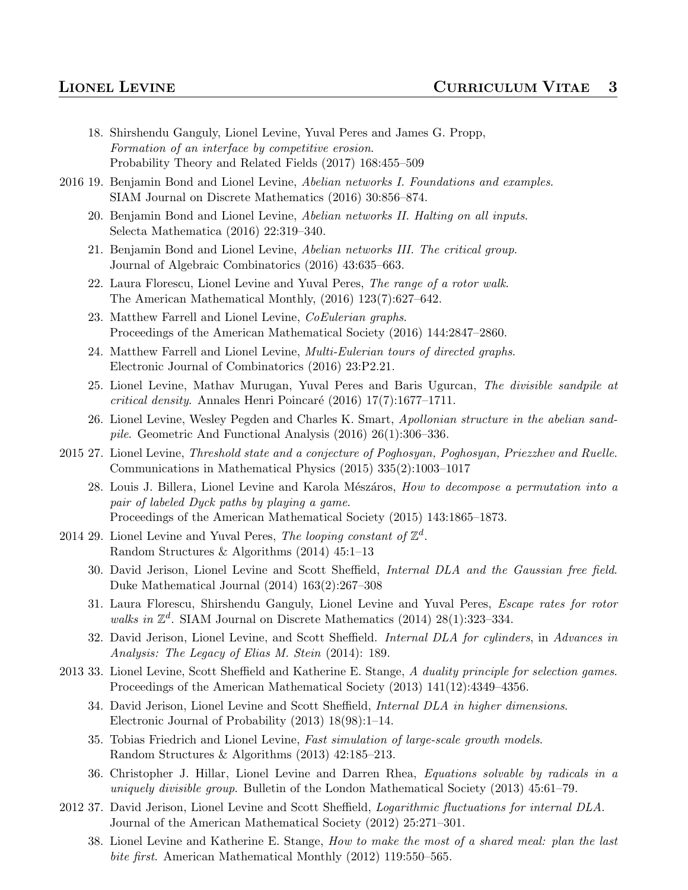18. Shirshendu Ganguly, Lionel Levine, Yuval Peres and James G. Propp, *Formation of an interface by competitive erosion*. Probability Theory and Related Fields (2017) 168:455–509

2016

19. Benjamin Bond and Lionel Levine, *Abelian networks I. Foundations and examples*. SIAM Journal on Discrete Mathematics (2016) 30:856–874.
20. Benjamin Bond and Lionel Levine, *Abelian networks II. Halting on all inputs*. Selecta Mathematica (2016) 22:319–340.
21. Benjamin Bond and Lionel Levine, *Abelian networks III. The critical group*. Journal of Algebraic Combinatorics (2016) 43:635–663.
22. Laura Florescu, Lionel Levine and Yuval Peres, *The range of a rotor walk*. The American Mathematical Monthly, (2016) 123(7):627–642.
23. Matthew Farrell and Lionel Levine, *CoEulerian graphs*. Proceedings of the American Mathematical Society (2016) 144:2847–2860.
24. Matthew Farrell and Lionel Levine, *Multi-Eulerian tours of directed graphs*. Electronic Journal of Combinatorics (2016) 23:P2.21.
25. Lionel Levine, Mathav Murugan, Yuval Peres and Baris Ugurcan, *The divisible sandpile at critical density*. Annales Henri Poincaré (2016) 17(7):1677–1711.
26. Lionel Levine, Wesley Pegden and Charles K. Smart, *Apollonian structure in the abelian sandpile*. Geometric And Functional Analysis (2016) 26(1):306–336.

2015

27. Lionel Levine, *Threshold state and a conjecture of Poghosyan, Poghosyan, Priezzhev and Ruelle*. Communications in Mathematical Physics (2015) 335(2):1003–1017
28. Louis J. Billera, Lionel Levine and Karola Mészáros, *How to decompose a permutation into a pair of labeled Dyck paths by playing a game*. Proceedings of the American Mathematical Society (2015) 143:1865–1873.

2014

29. Lionel Levine and Yuval Peres, *The looping constant of $\mathbb{Z}^d$*. Random Structures & Algorithms (2014) 45:1–13
30. David Jerison, Lionel Levine and Scott Sheffield, *Internal DLA and the Gaussian free field*. Duke Mathematical Journal (2014) 163(2):267–308
31. Laura Florescu, Shirshendu Ganguly, Lionel Levine and Yuval Peres, *Escape rates for rotor walks in $\mathbb{Z}^d$*. SIAM Journal on Discrete Mathematics (2014) 28(1):323–334.
32. David Jerison, Lionel Levine, and Scott Sheffield. *Internal DLA for cylinders*, in *Advances in Analysis: The Legacy of Elias M. Stein* (2014): 189.

2013

33. Lionel Levine, Scott Sheffield and Katherine E. Stange, *A duality principle for selection games*. Proceedings of the American Mathematical Society (2013) 141(12):4349–4356.
34. David Jerison, Lionel Levine and Scott Sheffield, *Internal DLA in higher dimensions*. Electronic Journal of Probability (2013) 18(98):1–14.
35. Tobias Friedrich and Lionel Levine, *Fast simulation of large-scale growth models*. Random Structures & Algorithms (2013) 42:185–213.
36. Christopher J. Hillar, Lionel Levine and Darren Rhea, *Equations solvable by radicals in a uniquely divisible group*. Bulletin of the London Mathematical Society (2013) 45:61–79.

2012

37. David Jerison, Lionel Levine and Scott Sheffield, *Logarithmic fluctuations for internal DLA*. Journal of the American Mathematical Society (2012) 25:271–301.
38. Lionel Levine and Katherine E. Stange, *How to make the most of a shared meal: plan the last bite first*. American Mathematical Monthly (2012) 119:550–565.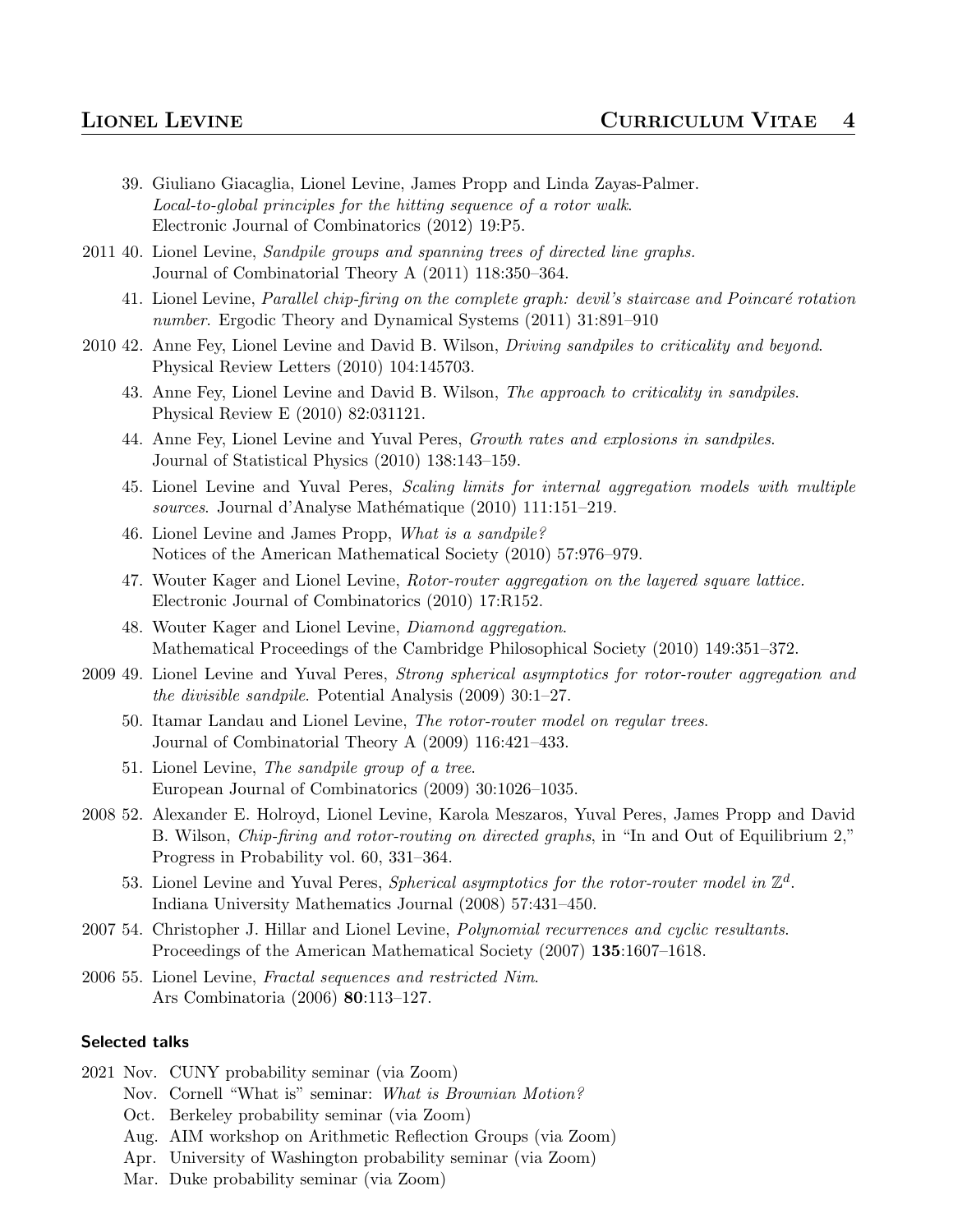39. Giuliano Giacaglia, Lionel Levine, James Propp and Linda Zayas-Palmer. *Local-to-global principles for the hitting sequence of a rotor walk*. Electronic Journal of Combinatorics (2012) 19:P5.

2011

40. Lionel Levine, *Sandpile groups and spanning trees of directed line graphs.* Journal of Combinatorial Theory A (2011) 118:350–364.
41. Lionel Levine, *Parallel chip-firing on the complete graph: devil's staircase and Poincaré rotation number*. Ergodic Theory and Dynamical Systems (2011) 31:891–910

2010

42. Anne Fey, Lionel Levine and David B. Wilson, *Driving sandpiles to criticality and beyond*. Physical Review Letters (2010) 104:145703.
43. Anne Fey, Lionel Levine and David B. Wilson, *The approach to criticality in sandpiles*. Physical Review E (2010) 82:031121.
44. Anne Fey, Lionel Levine and Yuval Peres, *Growth rates and explosions in sandpiles*. Journal of Statistical Physics (2010) 138:143–159.
45. Lionel Levine and Yuval Peres, *Scaling limits for internal aggregation models with multiple sources*. Journal d'Analyse Mathématique (2010) 111:151–219.
46. Lionel Levine and James Propp, *What is a sandpile?* Notices of the American Mathematical Society (2010) 57:976–979.
47. Wouter Kager and Lionel Levine, *Rotor-router aggregation on the layered square lattice.* Electronic Journal of Combinatorics (2010) 17:R152.
48. Wouter Kager and Lionel Levine, *Diamond aggregation*. Mathematical Proceedings of the Cambridge Philosophical Society (2010) 149:351–372.

2009

49. Lionel Levine and Yuval Peres, *Strong spherical asymptotics for rotor-router aggregation and the divisible sandpile*. Potential Analysis (2009) 30:1–27.
50. Itamar Landau and Lionel Levine, *The rotor-router model on regular trees*. Journal of Combinatorial Theory A (2009) 116:421–433.
51. Lionel Levine, *The sandpile group of a tree*. European Journal of Combinatorics (2009) 30:1026–1035.

2008

52. Alexander E. Holroyd, Lionel Levine, Karola Meszaros, Yuval Peres, James Propp and David B. Wilson, *Chip-firing and rotor-routing on directed graphs*, in "In and Out of Equilibrium 2," Progress in Probability vol. 60, 331–364.
53. Lionel Levine and Yuval Peres, *Spherical asymptotics for the rotor-router model in* $\mathbb{Z}^d$. Indiana University Mathematics Journal (2008) 57:431–450.

2007

54. Christopher J. Hillar and Lionel Levine, *Polynomial recurrences and cyclic resultants*. Proceedings of the American Mathematical Society (2007) **135**:1607–1618.

2006

55. Lionel Levine, *Fractal sequences and restricted Nim*. Ars Combinatoria (2006) **80**:113–127.

### Selected talks

2021
- Nov. CUNY probability seminar (via Zoom)
- Nov. Cornell "What is" seminar: *What is Brownian Motion?*
- Oct. Berkeley probability seminar (via Zoom)
- Aug. AIM workshop on Arithmetic Reflection Groups (via Zoom)
- Apr. University of Washington probability seminar (via Zoom)
- Mar. Duke probability seminar (via Zoom)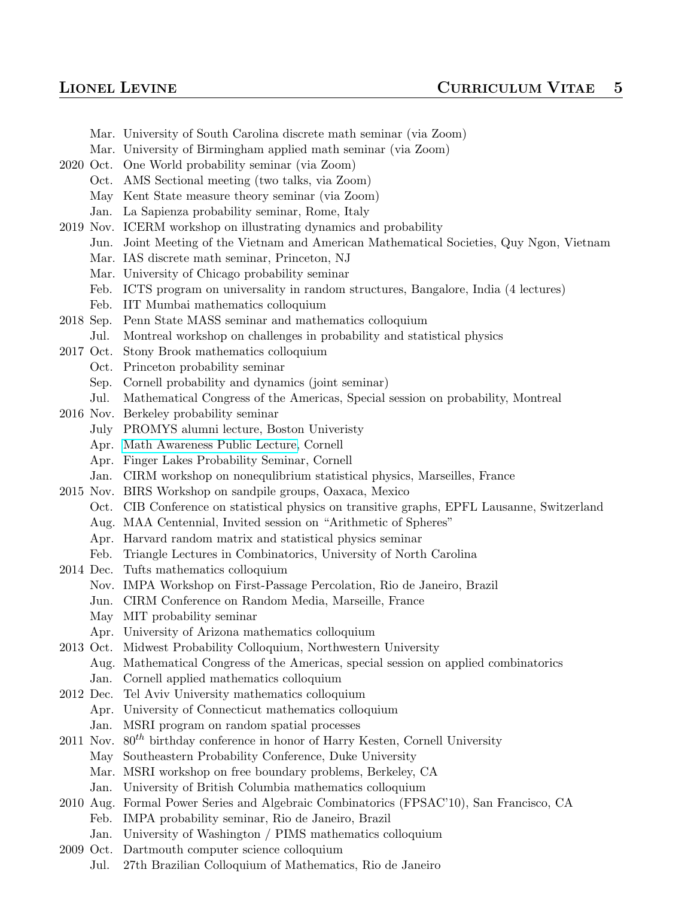| | | |
|---|---|---|
| | Mar. | University of South Carolina discrete math seminar (via Zoom) |
| | Mar. | University of Birmingham applied math seminar (via Zoom) |
| 2020 | Oct. | One World probability seminar (via Zoom) |
| | Oct. | AMS Sectional meeting (two talks, via Zoom) |
| | May | Kent State measure theory seminar (via Zoom) |
| | Jan. | La Sapienza probability seminar, Rome, Italy |
| 2019 | Nov. | ICERM workshop on illustrating dynamics and probability |
| | Jun. | Joint Meeting of the Vietnam and American Mathematical Societies, Quy Ngon, Vietnam |
| | Mar. | IAS discrete math seminar, Princeton, NJ |
| | Mar. | University of Chicago probability seminar |
| | Feb. | ICTS program on universality in random structures, Bangalore, India (4 lectures) |
| | Feb. | IIT Mumbai mathematics colloquium |
| 2018 | Sep. | Penn State MASS seminar and mathematics colloquium |
| | Jul. | Montreal workshop on challenges in probability and statistical physics |
| 2017 | Oct. | Stony Brook mathematics colloquium |
| | Oct. | Princeton probability seminar |
| | Sep. | Cornell probability and dynamics (joint seminar) |
| | Jul. | Mathematical Congress of the Americas, Special session on probability, Montreal |
| 2016 | Nov. | Berkeley probability seminar |
| | July | PROMYS alumni lecture, Boston Univeristy |
| | Apr. | Math Awareness Public Lecture, Cornell |
| | Apr. | Finger Lakes Probability Seminar, Cornell |
| | Jan. | CIRM workshop on nonequlibrium statistical physics, Marseilles, France |
| 2015 | Nov. | BIRS Workshop on sandpile groups, Oaxaca, Mexico |
| | Oct. | CIB Conference on statistical physics on transitive graphs, EPFL Lausanne, Switzerland |
| | Aug. | MAA Centennial, Invited session on "Arithmetic of Spheres" |
| | Apr. | Harvard random matrix and statistical physics seminar |
| | Feb. | Triangle Lectures in Combinatorics, University of North Carolina |
| 2014 | Dec. | Tufts mathematics colloquium |
| | Nov. | IMPA Workshop on First-Passage Percolation, Rio de Janeiro, Brazil |
| | Jun. | CIRM Conference on Random Media, Marseille, France |
| | May | MIT probability seminar |
| | Apr. | University of Arizona mathematics colloquium |
| 2013 | Oct. | Midwest Probability Colloquium, Northwestern University |
| | Aug. | Mathematical Congress of the Americas, special session on applied combinatorics |
| | Jan. | Cornell applied mathematics colloquium |
| 2012 | Dec. | Tel Aviv University mathematics colloquium |
| | Apr. | University of Connecticut mathematics colloquium |
| | Jan. | MSRI program on random spatial processes |
| 2011 | Nov. | $80^{th}$ birthday conference in honor of Harry Kesten, Cornell University |
| | May | Southeastern Probability Conference, Duke University |
| | Mar. | MSRI workshop on free boundary problems, Berkeley, CA |
| | Jan. | University of British Columbia mathematics colloquium |
| 2010 | Aug. | Formal Power Series and Algebraic Combinatorics (FPSAC'10), San Francisco, CA |
| | Feb. | IMPA probability seminar, Rio de Janeiro, Brazil |
| | Jan. | University of Washington / PIMS mathematics colloquium |
| 2009 | Oct. | Dartmouth computer science colloquium |
| | Jul. | 27th Brazilian Colloquium of Mathematics, Rio de Janeiro |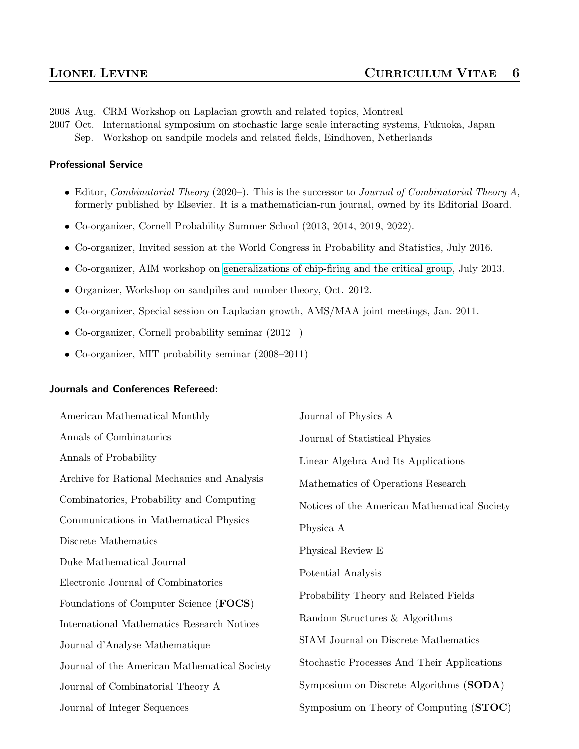2008 Aug. CRM Workshop on Laplacian growth and related topics, Montreal

2007 Oct. International symposium on stochastic large scale interacting systems, Fukuoka, Japan

Sep. Workshop on sandpile models and related fields, Eindhoven, Netherlands

## Professional Service

- Editor, *Combinatorial Theory* (2020–). This is the successor to *Journal of Combinatorial Theory A*, formerly published by Elsevier. It is a mathematician-run journal, owned by its Editorial Board.
- Co-organizer, Cornell Probability Summer School (2013, 2014, 2019, 2022).
- Co-organizer, Invited session at the World Congress in Probability and Statistics, July 2016.
- Co-organizer, AIM workshop on generalizations of chip-firing and the critical group, July 2013.
- Organizer, Workshop on sandpiles and number theory, Oct. 2012.
- Co-organizer, Special session on Laplacian growth, AMS/MAA joint meetings, Jan. 2011.
- Co-organizer, Cornell probability seminar (2012– )
- Co-organizer, MIT probability seminar (2008–2011)

## Journals and Conferences Refereed:

American Mathematical Monthly

Annals of Combinatorics

Annals of Probability

Archive for Rational Mechanics and Analysis

Combinatorics, Probability and Computing

Communications in Mathematical Physics

Discrete Mathematics

Duke Mathematical Journal

Electronic Journal of Combinatorics

Foundations of Computer Science (**FOCS**)

International Mathematics Research Notices

Journal d'Analyse Mathematique

Journal of the American Mathematical Society

Journal of Combinatorial Theory A

Journal of Integer Sequences

Journal of Physics A

Journal of Statistical Physics

Linear Algebra And Its Applications

Mathematics of Operations Research

Notices of the American Mathematical Society

Physica A

Physical Review E

Potential Analysis

Probability Theory and Related Fields

Random Structures & Algorithms

SIAM Journal on Discrete Mathematics

Stochastic Processes And Their Applications

Symposium on Discrete Algorithms (**SODA**)

Symposium on Theory of Computing (**STOC**)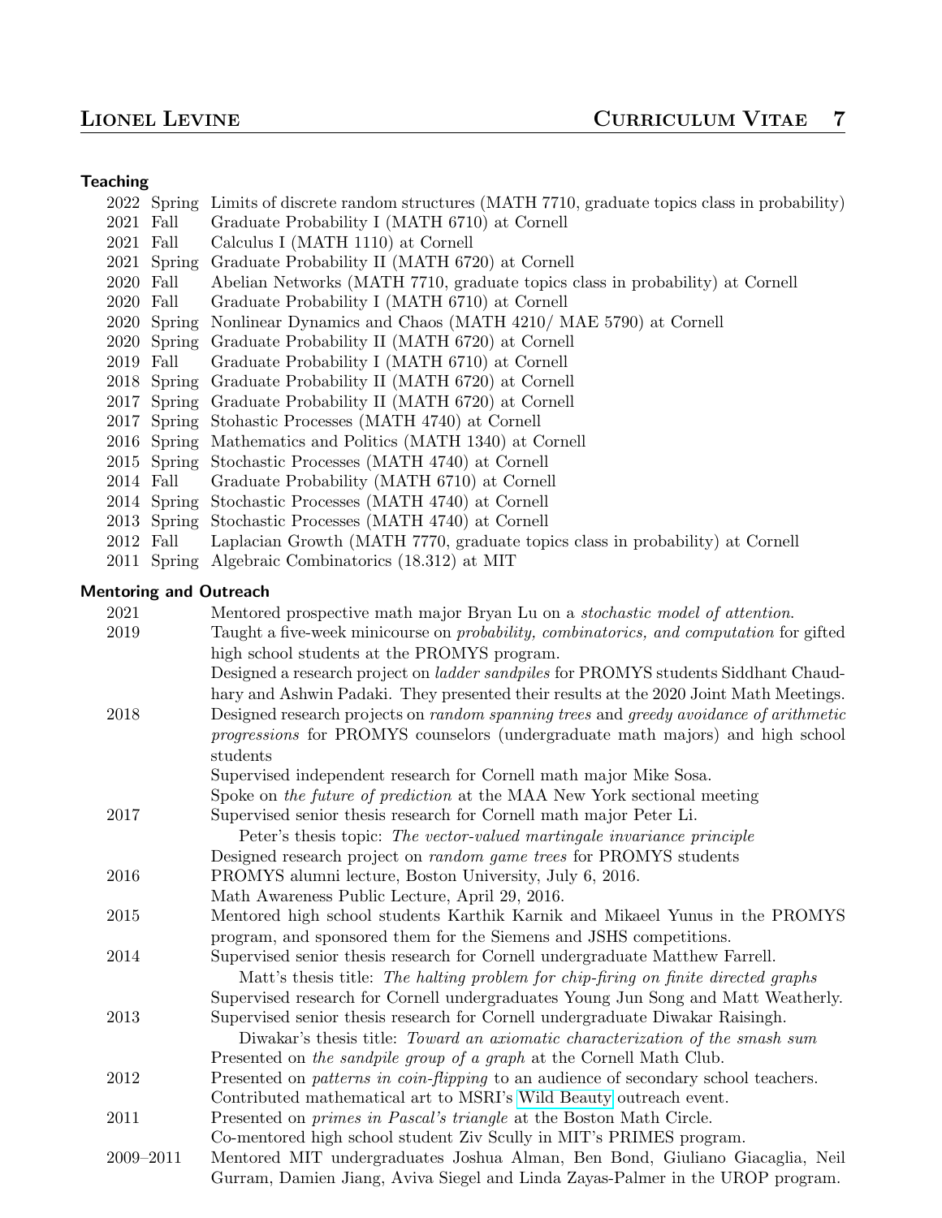## Teaching

| | | |
|---|---|---|
| 2022 | Spring | Limits of discrete random structures (MATH 7710, graduate topics class in probability) |
| 2021 | Fall | Graduate Probability I (MATH 6710) at Cornell |
| 2021 | Fall | Calculus I (MATH 1110) at Cornell |
| 2021 | Spring | Graduate Probability II (MATH 6720) at Cornell |
| 2020 | Fall | Abelian Networks (MATH 7710, graduate topics class in probability) at Cornell |
| 2020 | Fall | Graduate Probability I (MATH 6710) at Cornell |
| 2020 | Spring | Nonlinear Dynamics and Chaos (MATH 4210/ MAE 5790) at Cornell |
| 2020 | Spring | Graduate Probability II (MATH 6720) at Cornell |
| 2019 | Fall | Graduate Probability I (MATH 6710) at Cornell |
| 2018 | Spring | Graduate Probability II (MATH 6720) at Cornell |
| 2017 | Spring | Graduate Probability II (MATH 6720) at Cornell |
| 2017 | Spring | Stohastic Processes (MATH 4740) at Cornell |
| 2016 | Spring | Mathematics and Politics (MATH 1340) at Cornell |
| 2015 | Spring | Stochastic Processes (MATH 4740) at Cornell |
| 2014 | Fall | Graduate Probability (MATH 6710) at Cornell |
| 2014 | Spring | Stochastic Processes (MATH 4740) at Cornell |
| 2013 | Spring | Stochastic Processes (MATH 4740) at Cornell |
| 2012 | Fall | Laplacian Growth (MATH 7770, graduate topics class in probability) at Cornell |
| 2011 | Spring | Algebraic Combinatorics (18.312) at MIT |

## Mentoring and Outreach

**2021**
Mentored prospective math major Bryan Lu on a *stochastic model of attention.*

**2019**
Taught a five-week minicourse on *probability, combinatorics, and computation* for gifted high school students at the PROMYS program.
Designed a research project on *ladder sandpiles* for PROMYS students Siddhant Chaudhary and Ashwin Padaki. They presented their results at the 2020 Joint Math Meetings.

**2018**
Designed research projects on *random spanning trees* and *greedy avoidance of arithmetic progressions* for PROMYS counselors (undergraduate math majors) and high school students
Supervised independent research for Cornell math major Mike Sosa.
Spoke on *the future of prediction* at the MAA New York sectional meeting

**2017**
Supervised senior thesis research for Cornell math major Peter Li.
  Peter's thesis topic: *The vector-valued martingale invariance principle*
Designed research project on *random game trees* for PROMYS students

**2016**
PROMYS alumni lecture, Boston University, July 6, 2016.
Math Awareness Public Lecture, April 29, 2016.

**2015**
Mentored high school students Karthik Karnik and Mikaeel Yunus in the PROMYS program, and sponsored them for the Siemens and JSHS competitions.

**2014**
Supervised senior thesis research for Cornell undergraduate Matthew Farrell.
  Matt's thesis title: *The halting problem for chip-firing on finite directed graphs*
Supervised research for Cornell undergraduates Young Jun Song and Matt Weatherly.

**2013**
Supervised senior thesis research for Cornell undergraduate Diwakar Raisingh.
  Diwakar's thesis title: *Toward an axiomatic characterization of the smash sum*
Presented on *the sandpile group of a graph* at the Cornell Math Club.

**2012**
Presented on *patterns in coin-flipping* to an audience of secondary school teachers.
Contributed mathematical art to MSRI's Wild Beauty outreach event.

**2011**
Presented on *primes in Pascal's triangle* at the Boston Math Circle.
Co-mentored high school student Ziv Scully in MIT's PRIMES program.

**2009–2011**
Mentored MIT undergraduates Joshua Alman, Ben Bond, Giuliano Giacaglia, Neil Gurram, Damien Jiang, Aviva Siegel and Linda Zayas-Palmer in the UROP program.